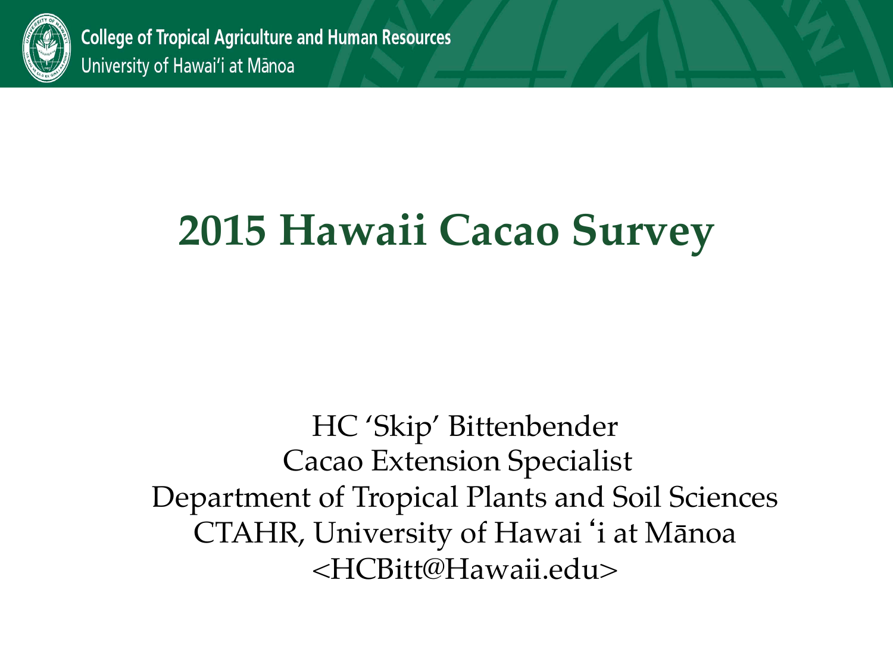College of Tropical Agriculture and Human Resources
University of Hawai'i at Mānoa

# 2015 Hawaii Cacao Survey

HC 'Skip' Bittenbender
Cacao Extension Specialist
Department of Tropical Plants and Soil Sciences
CTAHR, University of Hawai ʻi at Mānoa
<HCBitt@Hawaii.edu>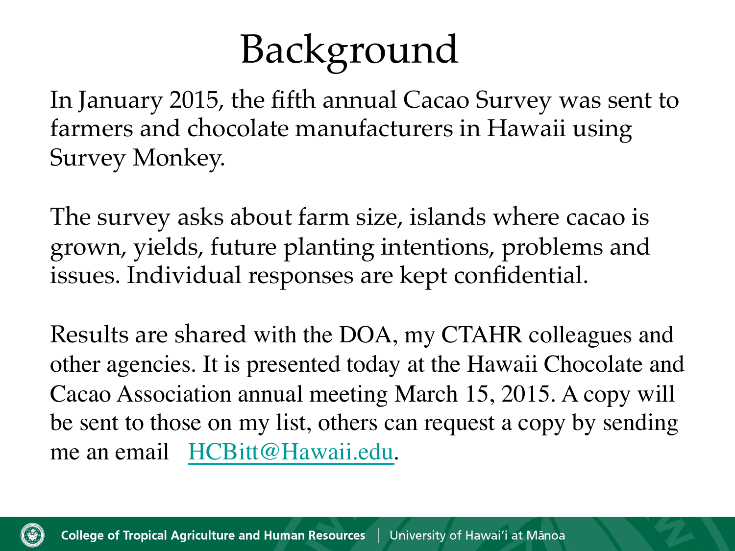# Background

In January 2015, the fifth annual Cacao Survey was sent to farmers and chocolate manufacturers in Hawaii using Survey Monkey.

The survey asks about farm size, islands where cacao is grown, yields, future planting intentions, problems and issues. Individual responses are kept confidential.

Results are shared with the DOA, my CTAHR colleagues and other agencies. It is presented today at the Hawaii Chocolate and Cacao Association annual meeting March 15, 2015. A copy will be sent to those on my list, others can request a copy by sending me an email HCBitt@Hawaii.edu.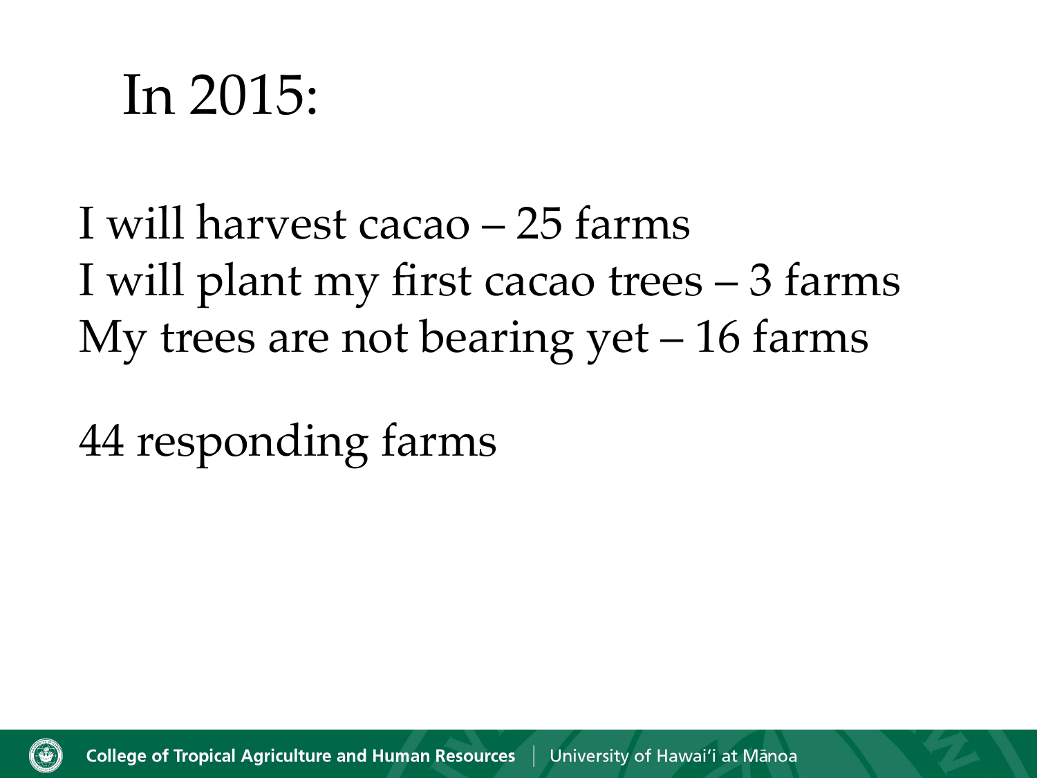# In 2015:

I will harvest cacao – 25 farms
I will plant my first cacao trees – 3 farms
My trees are not bearing yet – 16 farms

44 responding farms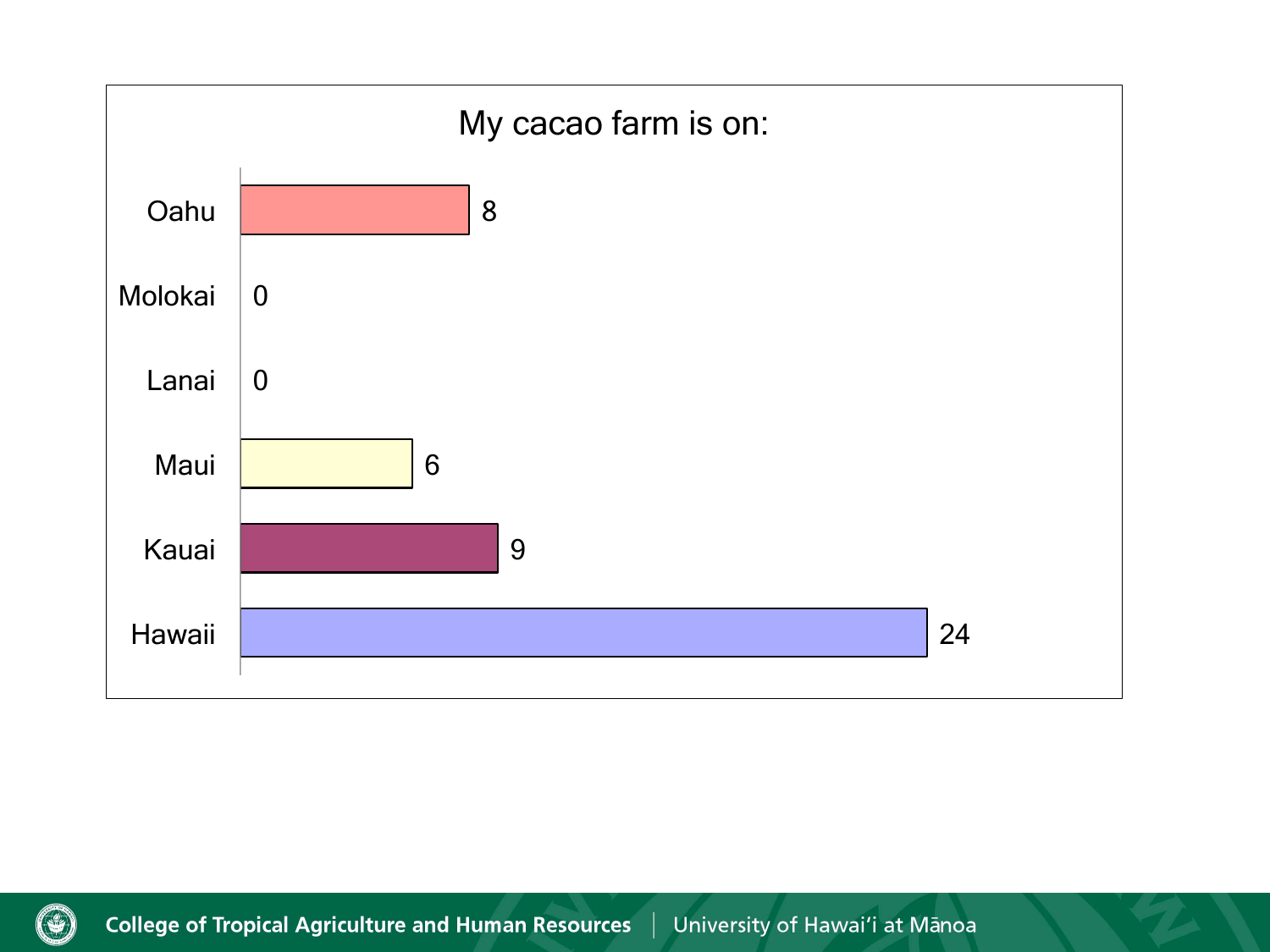## My cacao farm is on:

| Island | Count |
|---|---|
| Oahu | 8 |
| Molokai | 0 |
| Lanai | 0 |
| Maui | 6 |
| Kauai | 9 |
| Hawaii | 24 |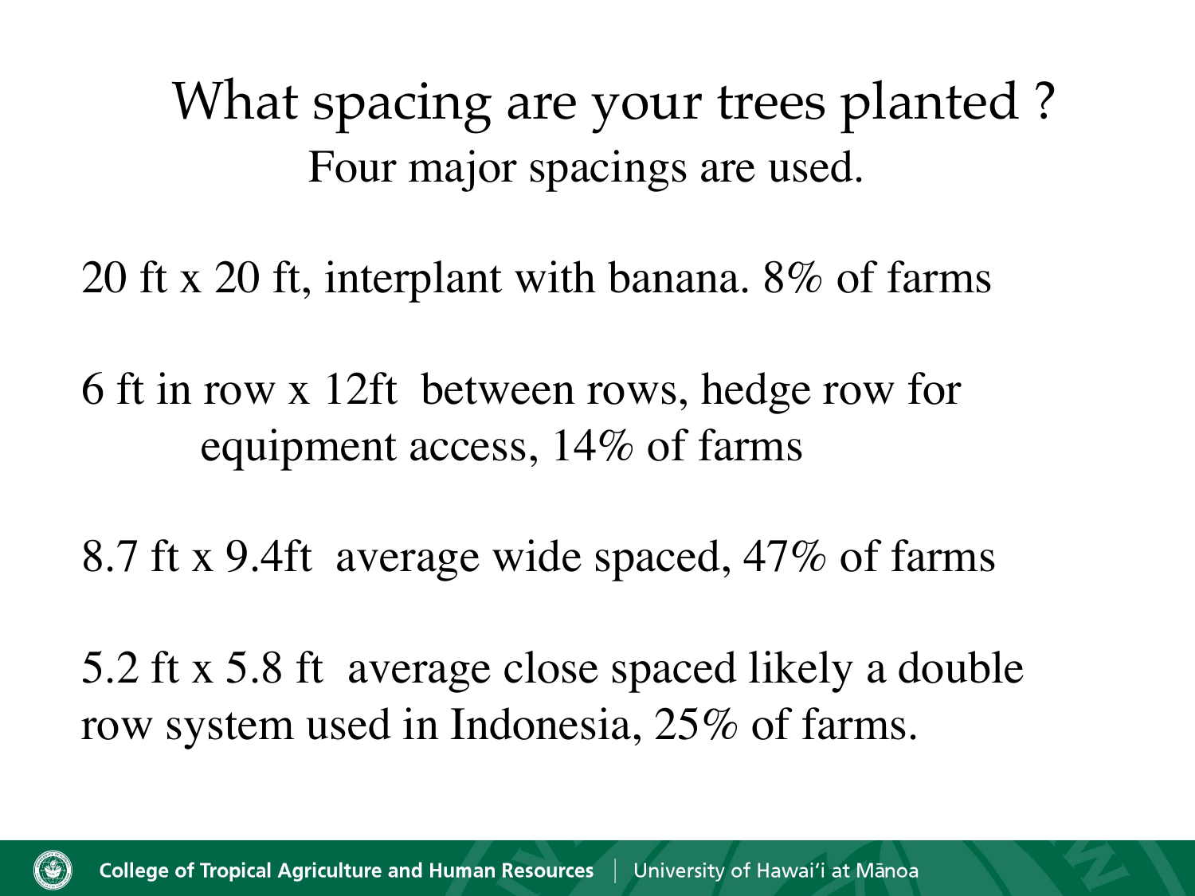# What spacing are your trees planted ?

## Four major spacings are used.

20 ft x 20 ft, interplant with banana. 8% of farms

6 ft in row x 12ft between rows, hedge row for equipment access, 14% of farms

8.7 ft x 9.4ft average wide spaced, 47% of farms

5.2 ft x 5.8 ft average close spaced likely a double row system used in Indonesia, 25% of farms.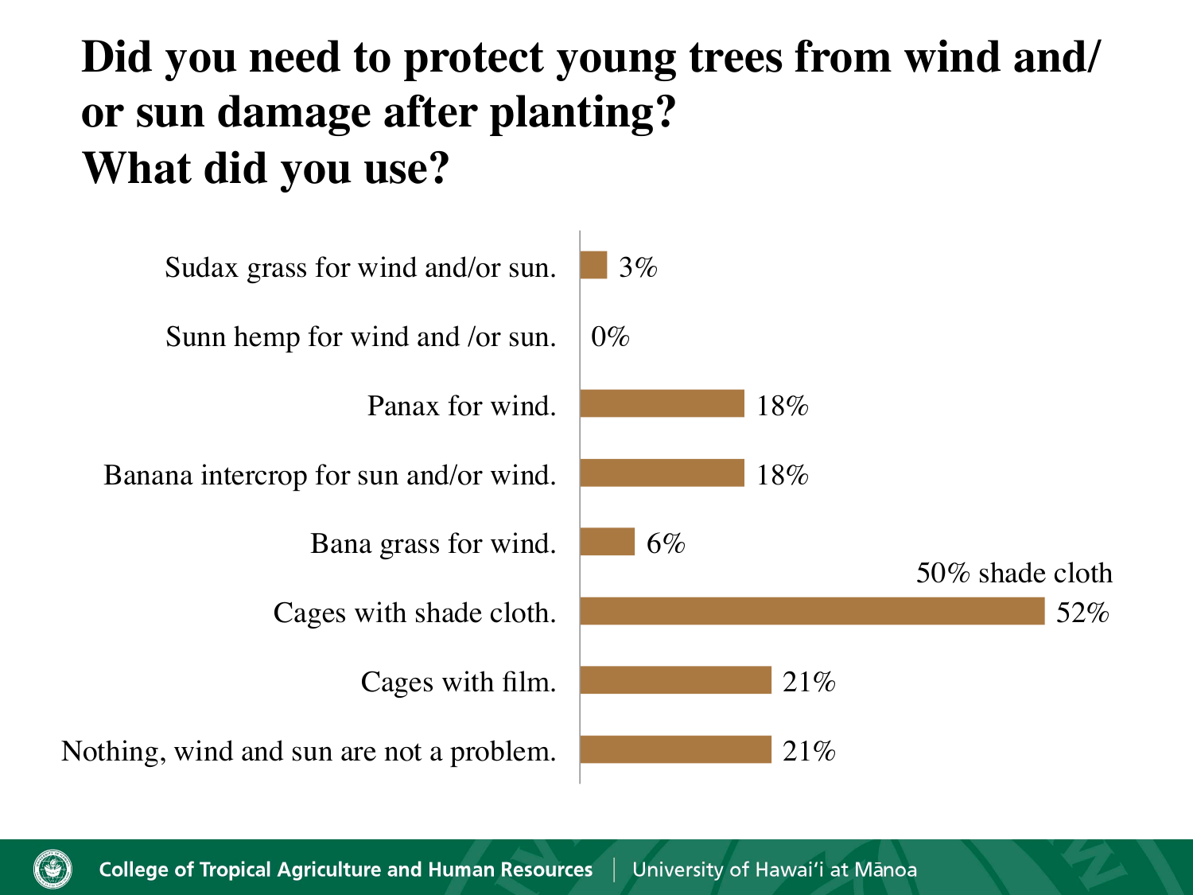# Did you need to protect young trees from wind and/or sun damage after planting? What did you use?

| Response | Percentage |
| --- | --- |
| Sudax grass for wind and/or sun. | 3% |
| Sunn hemp for wind and /or sun. | 0% |
| Panax for wind. | 18% |
| Banana intercrop for sun and/or wind. | 18% |
| Bana grass for wind. | 6% |
| Cages with shade cloth. | 52% (50% shade cloth) |
| Cages with film. | 21% |
| Nothing, wind and sun are not a problem. | 21% |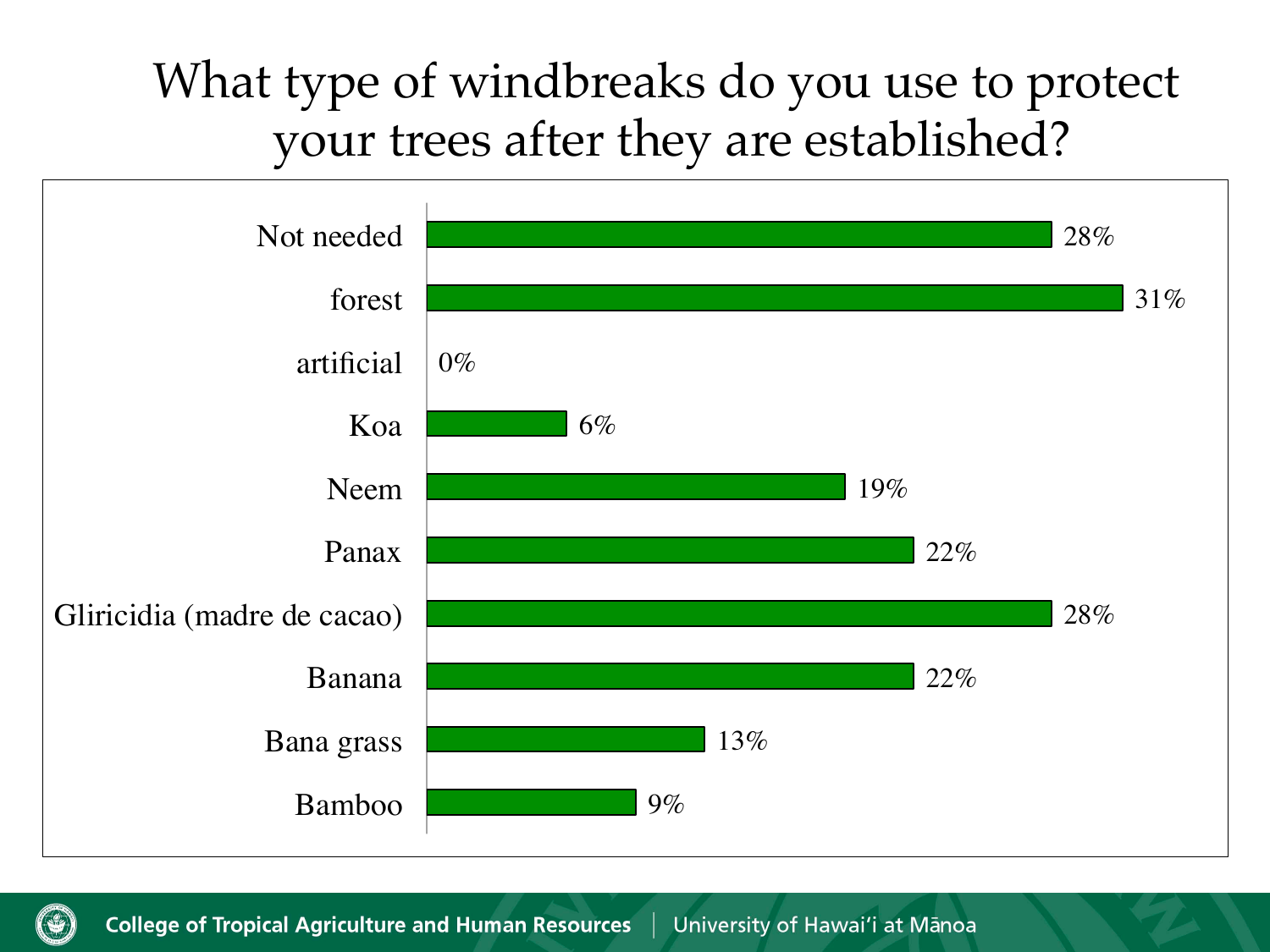# What type of windbreaks do you use to protect your trees after they are established?

| Windbreak type | Percentage |
|---|---|
| Not needed | 28% |
| forest | 31% |
| artificial | 0% |
| Koa | 6% |
| Neem | 19% |
| Panax | 22% |
| Gliricidia (madre de cacao) | 28% |
| Banana | 22% |
| Bana grass | 13% |
| Bamboo | 9% |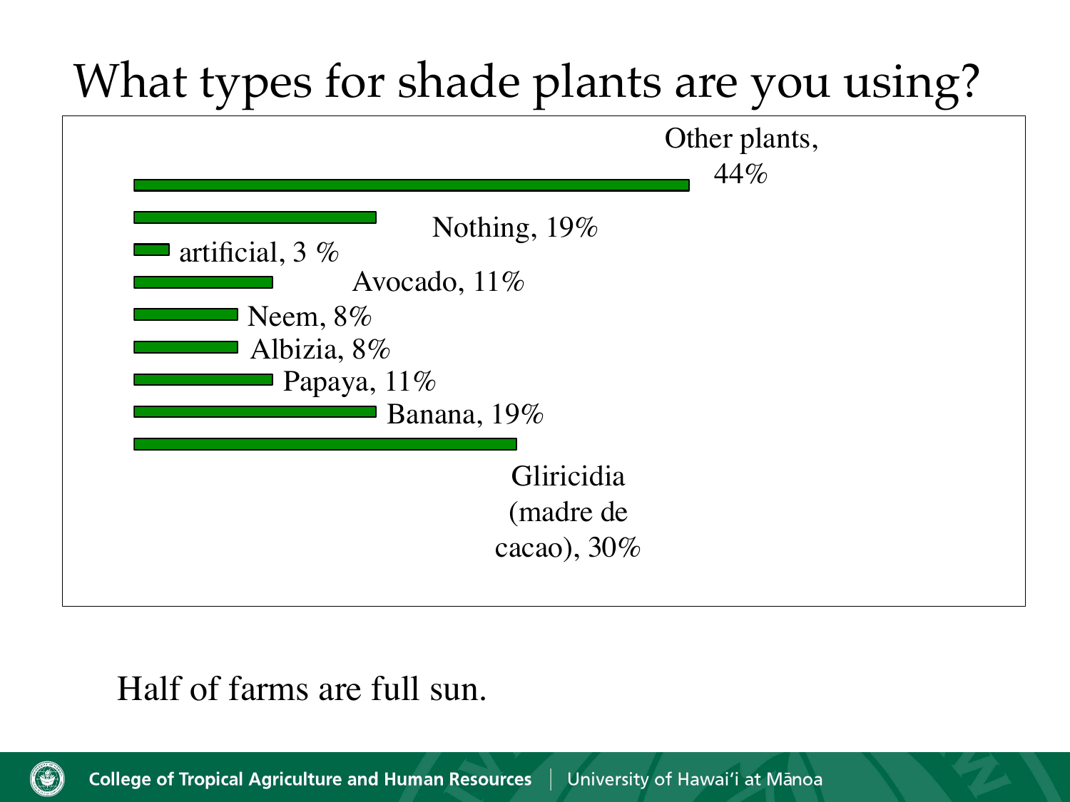# What types for shade plants are you using?

| Shade plant | Percent |
|---|---|
| Other plants | 44% |
| Nothing | 19% |
| artificial | 3 % |
| Avocado | 11% |
| Neem | 8% |
| Albizia | 8% |
| Papaya | 11% |
| Banana | 19% |
| Gliricidia (madre de cacao) | 30% |

Half of farms are full sun.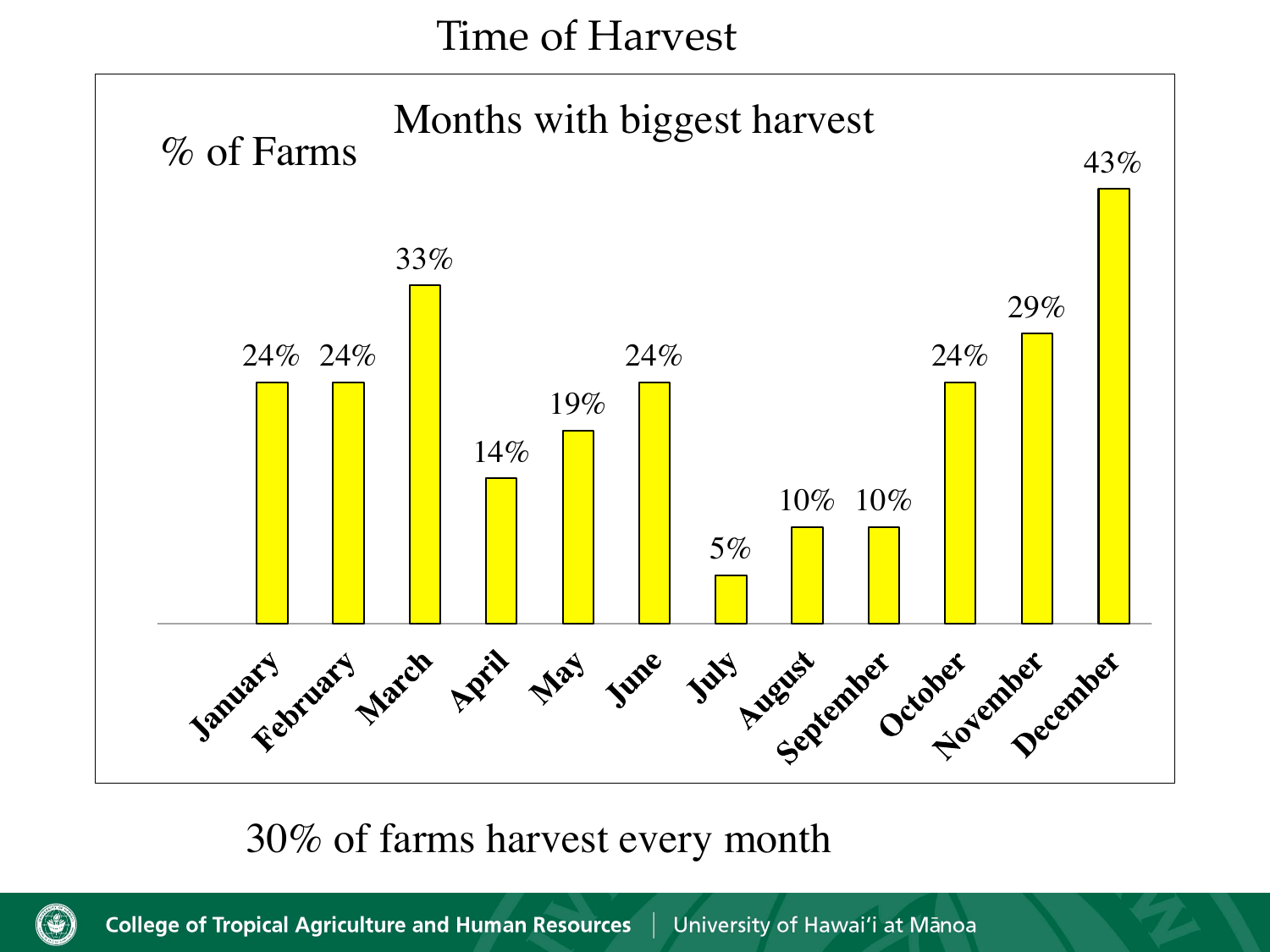# Time of Harvest

**Months with biggest harvest**

% of Farms

| Month | % of Farms |
|---|---|
| January | 24% |
| February | 24% |
| March | 33% |
| April | 14% |
| May | 19% |
| June | 24% |
| July | 5% |
| August | 10% |
| September | 10% |
| October | 24% |
| November | 29% |
| December | 43% |

30% of farms harvest every month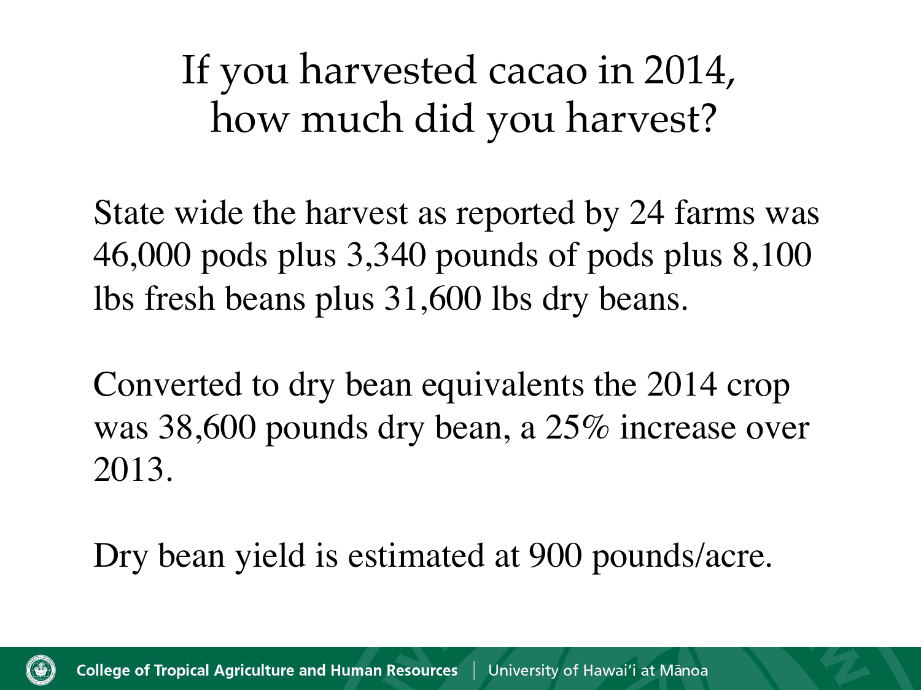# If you harvested cacao in 2014, how much did you harvest?

State wide the harvest as reported by 24 farms was 46,000 pods plus 3,340 pounds of pods plus 8,100 lbs fresh beans plus 31,600 lbs dry beans.

Converted to dry bean equivalents the 2014 crop was 38,600 pounds dry bean, a 25% increase over 2013.

Dry bean yield is estimated at 900 pounds/acre.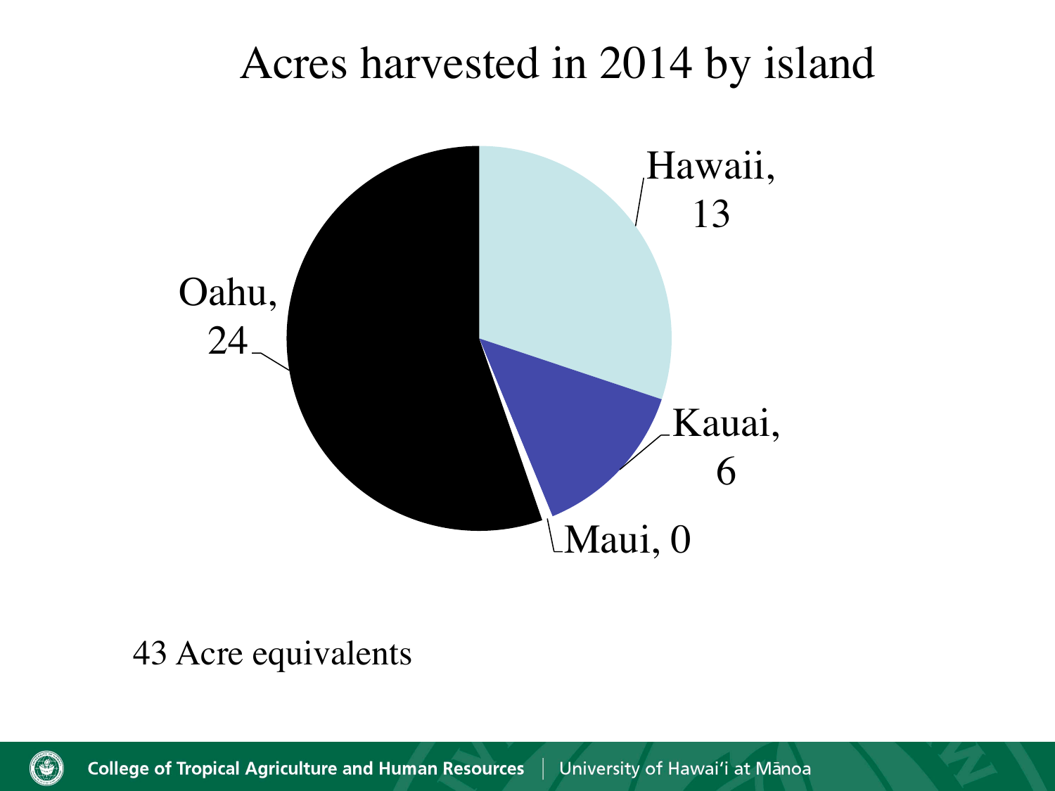# Acres harvested in 2014 by island

| Island | Acres |
| --- | --- |
| Hawaii | 13 |
| Kauai | 6 |
| Maui | 0 |
| Oahu | 24 |

43 Acre equivalents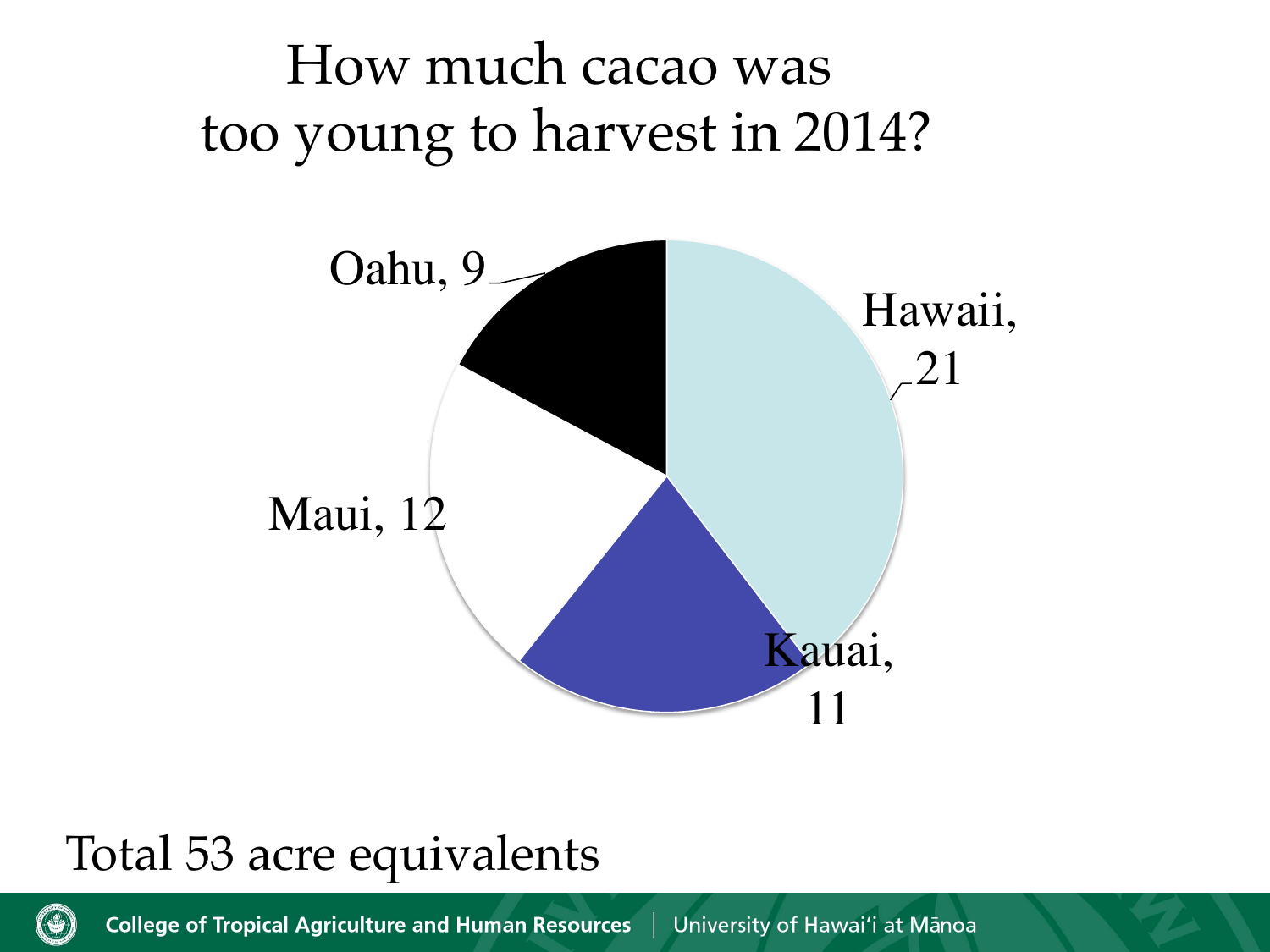# How much cacao was too young to harvest in 2014?

Oahu, 9

Hawaii, 21

Maui, 12

Kauai, 11

Total 53 acre equivalents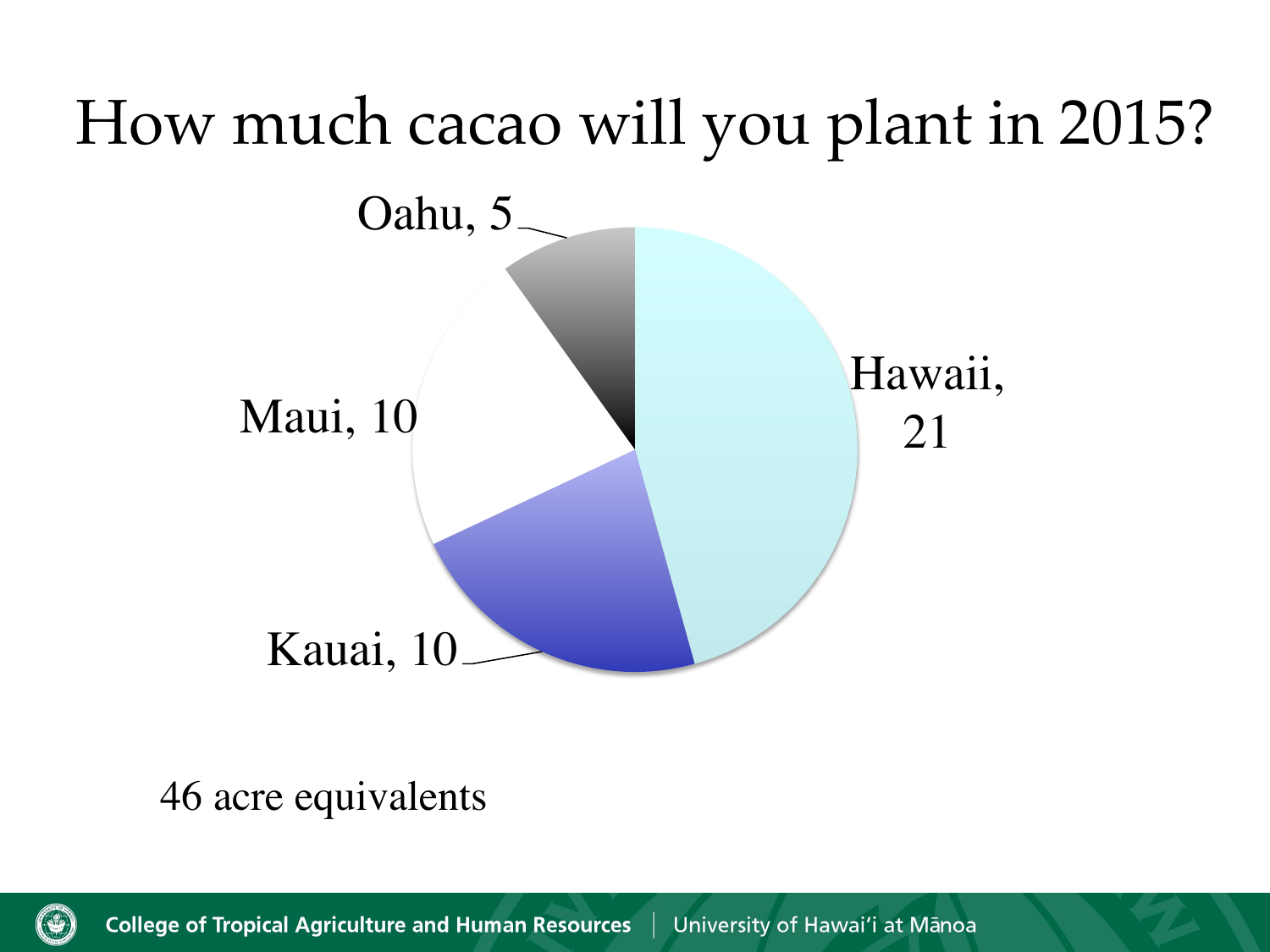# How much cacao will you plant in 2015?

Oahu, 5

Hawaii, 21

Maui, 10

Kauai, 10

46 acre equivalents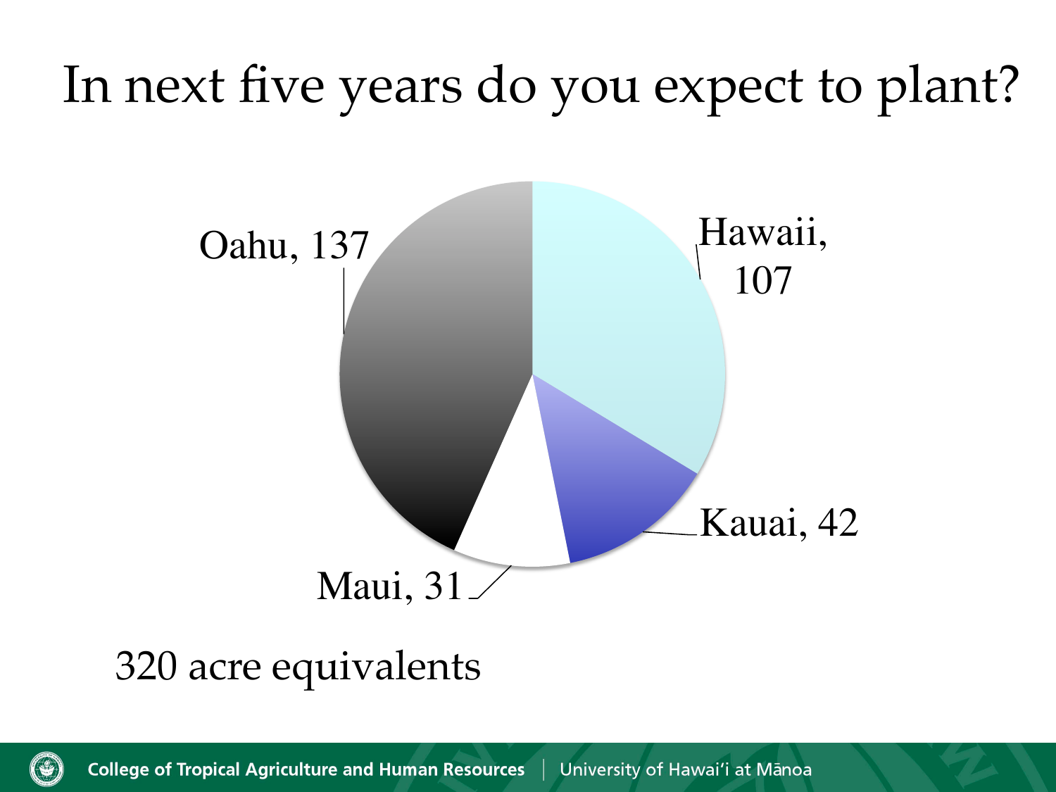# In next five years do you expect to plant?

Oahu, 137

Hawaii, 107

Kauai, 42

Maui, 31

320 acre equivalents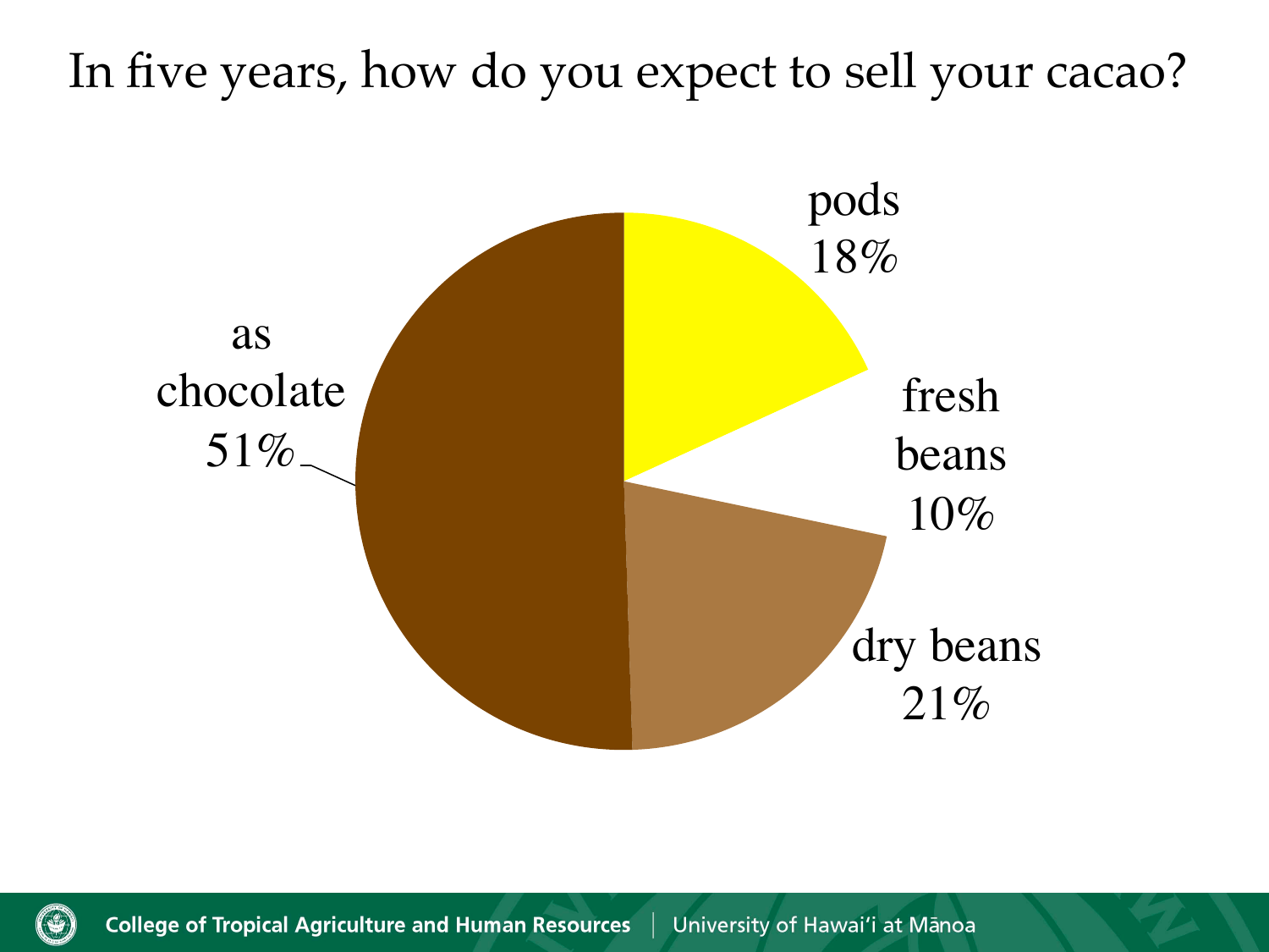# In five years, how do you expect to sell your cacao?

| Category | Percentage |
| --- | --- |
| pods | 18% |
| fresh beans | 10% |
| dry beans | 21% |
| as chocolate | 51% |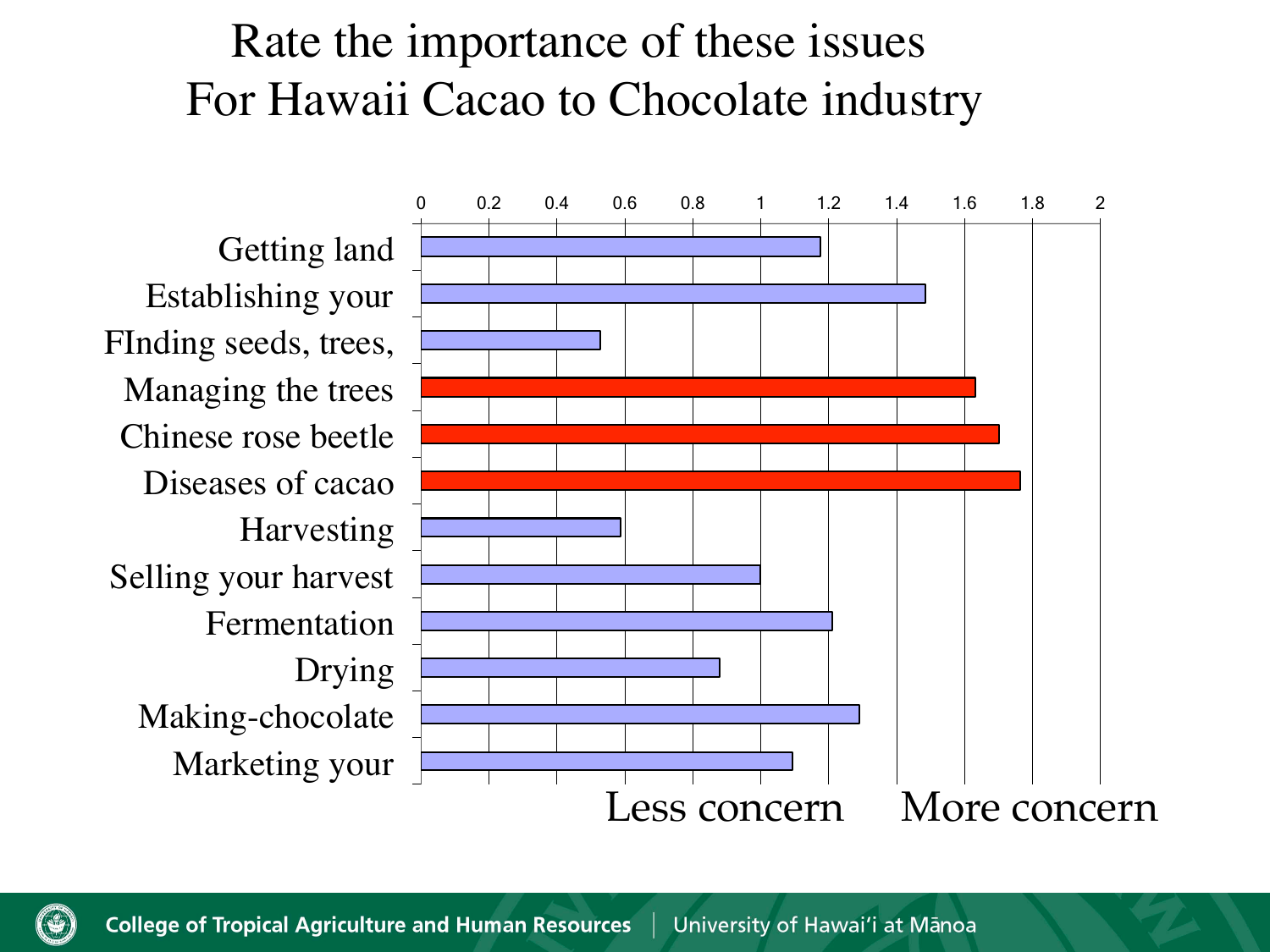# Rate the importance of these issues For Hawaii Cacao to Chocolate industry

| Issue | Rating (approx.) |
| --- | --- |
| Getting land | 1.17 |
| Establishing your | 1.48 |
| FInding seeds, trees, | 0.53 |
| Managing the trees | 1.63 |
| Chinese rose beetle | 1.70 |
| Diseases of cacao | 1.76 |
| Harvesting | 0.59 |
| Selling your harvest | 1.00 |
| Fermentation | 1.21 |
| Drying | 0.88 |
| Making-chocolate | 1.29 |
| Marketing your | 1.09 |

Less concern — More concern (scale 0 to 2)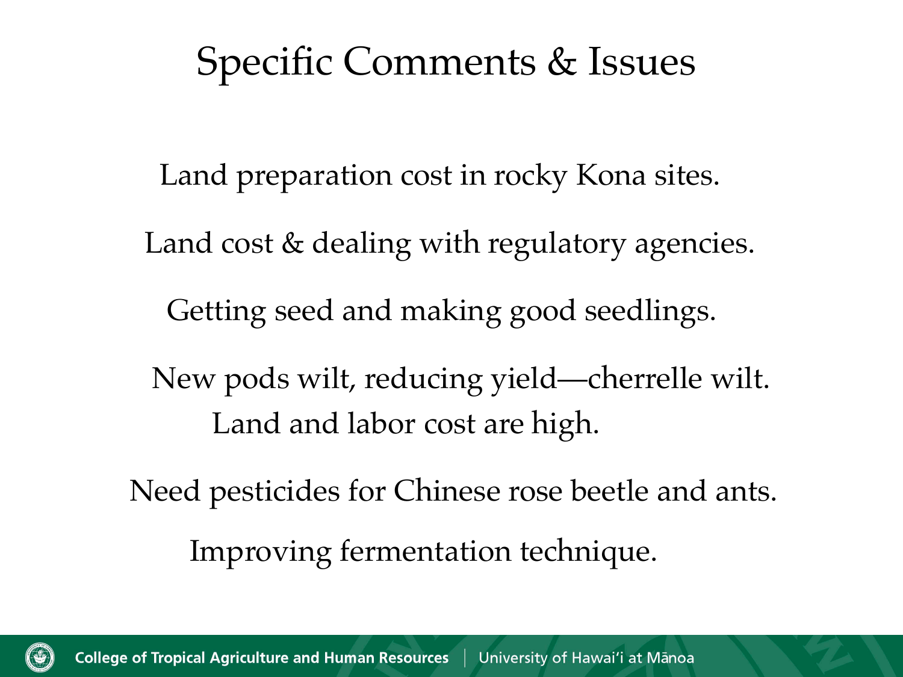# Specific Comments & Issues

Land preparation cost in rocky Kona sites.

Land cost & dealing with regulatory agencies.

Getting seed and making good seedlings.

New pods wilt, reducing yield—cherrelle wilt.
Land and labor cost are high.

Need pesticides for Chinese rose beetle and ants.

Improving fermentation technique.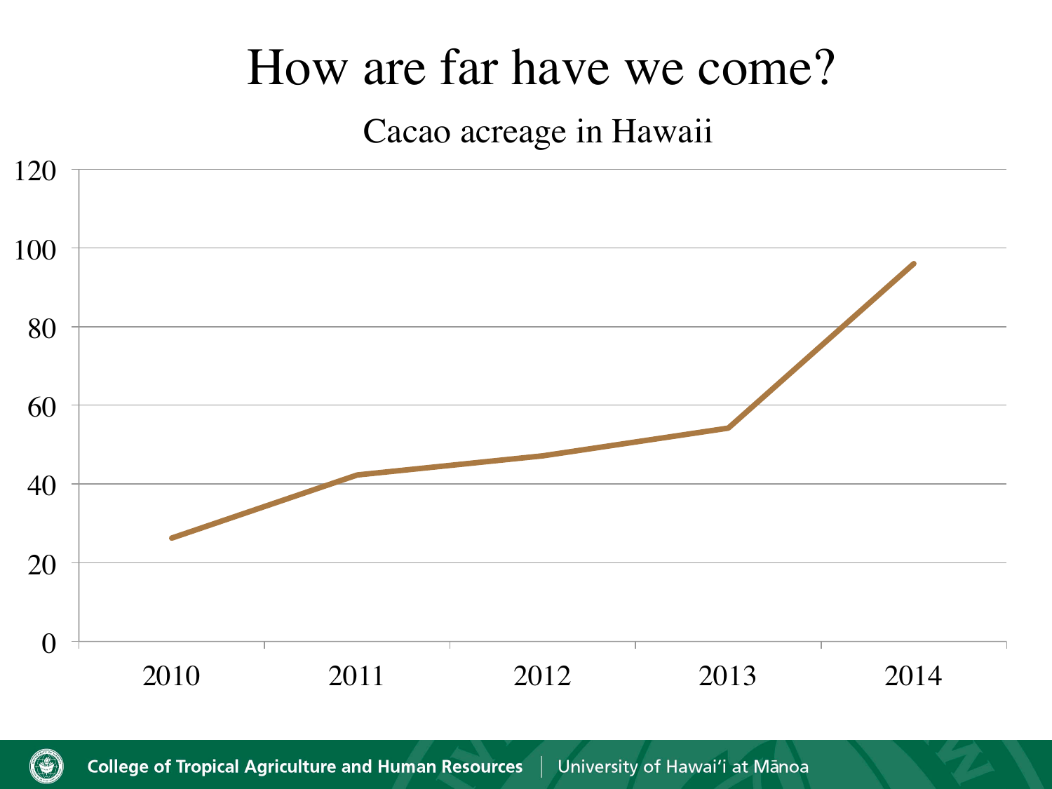# How are far have we come?

Cacao acreage in Hawaii

120
100
80
60
40
20
0

2010
2011
2012
2013
2014